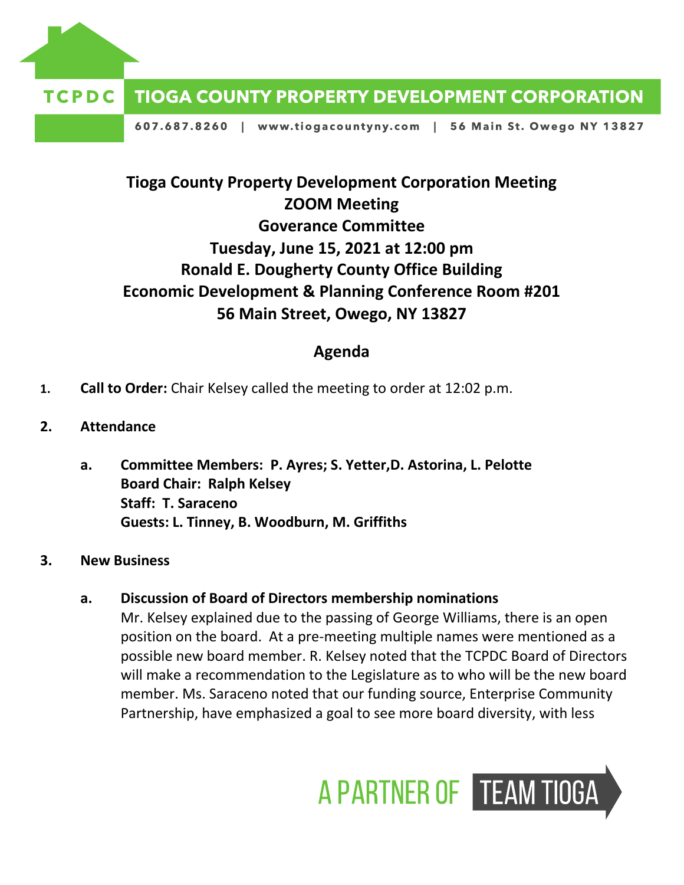# TCPDC TIOGA COUNTY PROPERTY DEVELOPMENT CORPORATION

607.687.8260 | www.tiogacountyny.com | 56 Main St. Owego NY 13827

## Tioga County Property Development Corporation Meeting
## ZOOM Meeting
## Goverance Committee
## Tuesday, June 15, 2021 at 12:00 pm
## Ronald E. Dougherty County Office Building
## Economic Development & Planning Conference Room #201
## 56 Main Street, Owego, NY 13827

## Agenda

1. **Call to Order:** Chair Kelsey called the meeting to order at 12:02 p.m.

2. **Attendance**

   a. **Committee Members: P. Ayres; S. Yetter,D. Astorina, L. Pelotte**
   **Board Chair: Ralph Kelsey**
   **Staff: T. Saraceno**
   **Guests: L. Tinney, B. Woodburn, M. Griffiths**

3. **New Business**

   a. **Discussion of Board of Directors membership nominations**
   Mr. Kelsey explained due to the passing of George Williams, there is an open position on the board. At a pre-meeting multiple names were mentioned as a possible new board member. R. Kelsey noted that the TCPDC Board of Directors will make a recommendation to the Legislature as to who will be the new board member. Ms. Saraceno noted that our funding source, Enterprise Community Partnership, have emphasized a goal to see more board diversity, with less

A PARTNER OF TEAM TIOGA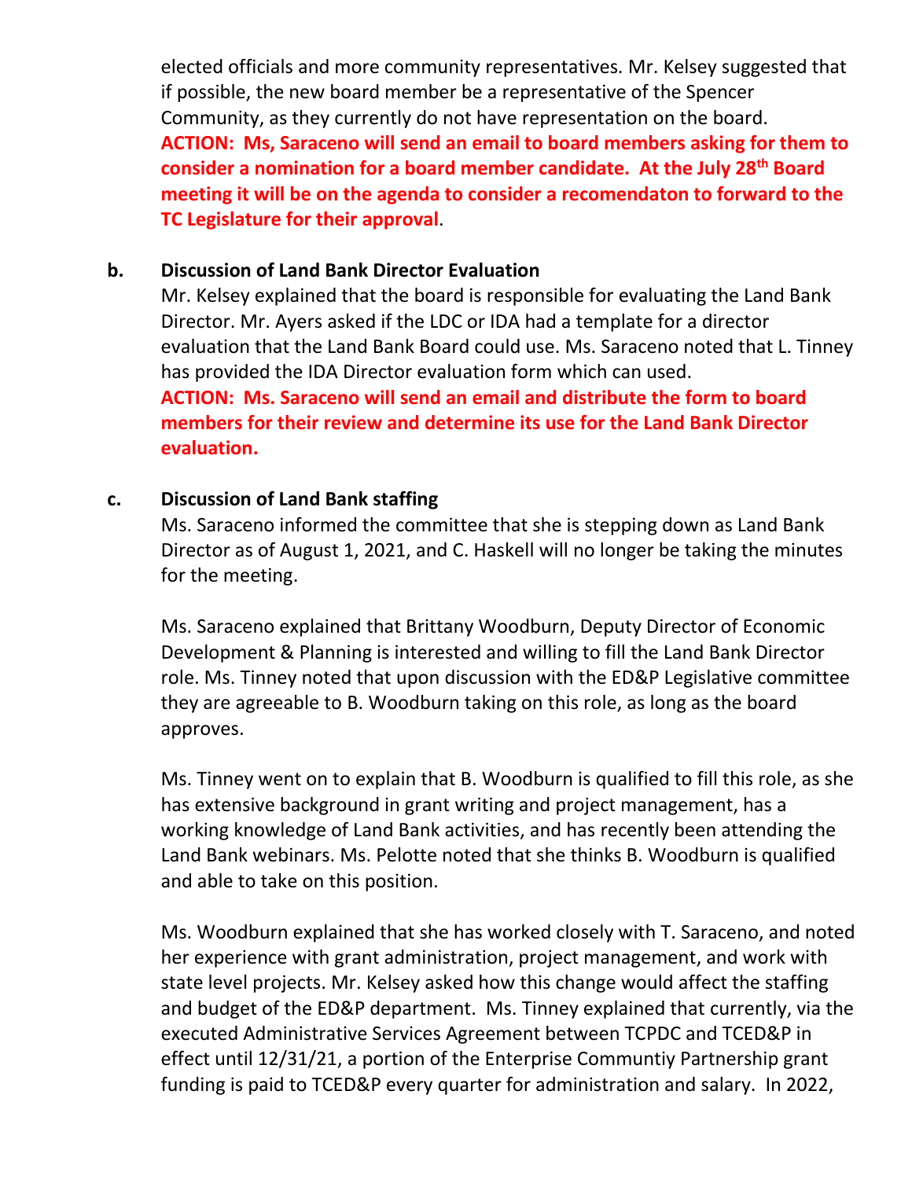elected officials and more community representatives. Mr. Kelsey suggested that if possible, the new board member be a representative of the Spencer Community, as they currently do not have representation on the board. **ACTION: Ms, Saraceno will send an email to board members asking for them to consider a nomination for a board member candidate. At the July 28th Board meeting it will be on the agenda to consider a recomendaton to forward to the TC Legislature for their approval**.

**b. Discussion of Land Bank Director Evaluation**

Mr. Kelsey explained that the board is responsible for evaluating the Land Bank Director. Mr. Ayers asked if the LDC or IDA had a template for a director evaluation that the Land Bank Board could use. Ms. Saraceno noted that L. Tinney has provided the IDA Director evaluation form which can used.

**ACTION: Ms. Saraceno will send an email and distribute the form to board members for their review and determine its use for the Land Bank Director evaluation.**

**c. Discussion of Land Bank staffing**

Ms. Saraceno informed the committee that she is stepping down as Land Bank Director as of August 1, 2021, and C. Haskell will no longer be taking the minutes for the meeting.

Ms. Saraceno explained that Brittany Woodburn, Deputy Director of Economic Development & Planning is interested and willing to fill the Land Bank Director role. Ms. Tinney noted that upon discussion with the ED&P Legislative committee they are agreeable to B. Woodburn taking on this role, as long as the board approves.

Ms. Tinney went on to explain that B. Woodburn is qualified to fill this role, as she has extensive background in grant writing and project management, has a working knowledge of Land Bank activities, and has recently been attending the Land Bank webinars. Ms. Pelotte noted that she thinks B. Woodburn is qualified and able to take on this position.

Ms. Woodburn explained that she has worked closely with T. Saraceno, and noted her experience with grant administration, project management, and work with state level projects. Mr. Kelsey asked how this change would affect the staffing and budget of the ED&P department. Ms. Tinney explained that currently, via the executed Administrative Services Agreement between TCPDC and TCED&P in effect until 12/31/21, a portion of the Enterprise Communtiy Partnership grant funding is paid to TCED&P every quarter for administration and salary. In 2022,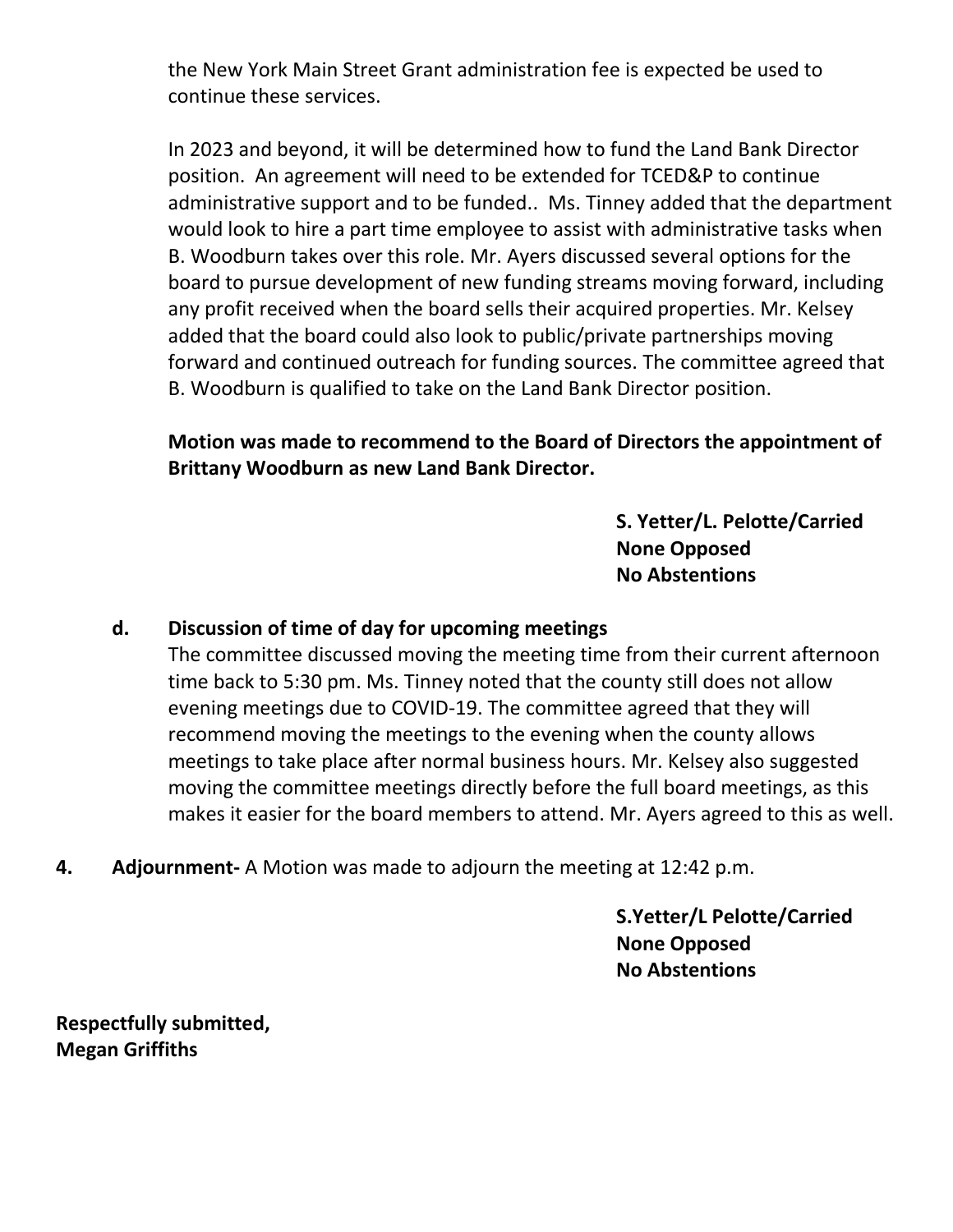the New York Main Street Grant administration fee is expected be used to continue these services.

In 2023 and beyond, it will be determined how to fund the Land Bank Director position. An agreement will need to be extended for TCED&P to continue administrative support and to be funded.. Ms. Tinney added that the department would look to hire a part time employee to assist with administrative tasks when B. Woodburn takes over this role. Mr. Ayers discussed several options for the board to pursue development of new funding streams moving forward, including any profit received when the board sells their acquired properties. Mr. Kelsey added that the board could also look to public/private partnerships moving forward and continued outreach for funding sources. The committee agreed that B. Woodburn is qualified to take on the Land Bank Director position.

**Motion was made to recommend to the Board of Directors the appointment of Brittany Woodburn as new Land Bank Director.**

**S. Yetter/L. Pelotte/Carried**
**None Opposed**
**No Abstentions**

**d. Discussion of time of day for upcoming meetings**

The committee discussed moving the meeting time from their current afternoon time back to 5:30 pm. Ms. Tinney noted that the county still does not allow evening meetings due to COVID-19. The committee agreed that they will recommend moving the meetings to the evening when the county allows meetings to take place after normal business hours. Mr. Kelsey also suggested moving the committee meetings directly before the full board meetings, as this makes it easier for the board members to attend. Mr. Ayers agreed to this as well.

**4. Adjournment-** A Motion was made to adjourn the meeting at 12:42 p.m.

**S.Yetter/L Pelotte/Carried**
**None Opposed**
**No Abstentions**

**Respectfully submitted,**
**Megan Griffiths**